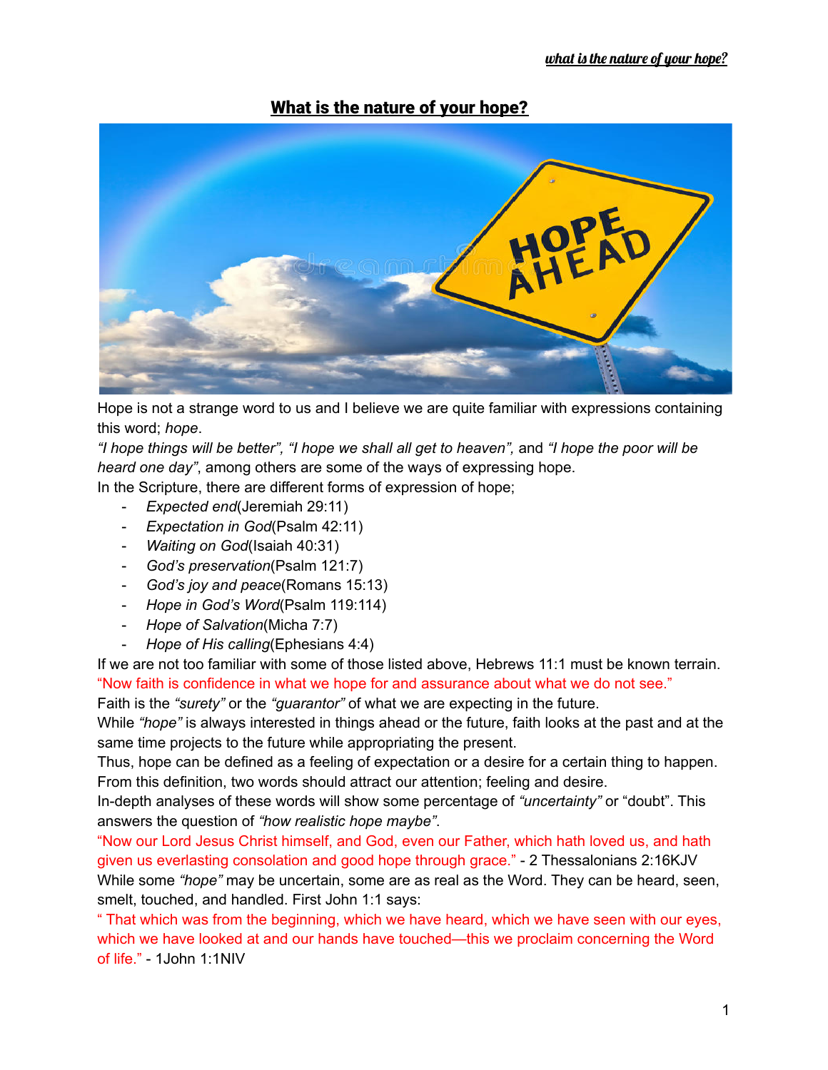# What is the nature of your hope?

Hope is not a strange word to us and I believe we are quite familiar with expressions containing this word; *hope*.

*"I hope things will be better", "I hope we shall all get to heaven",* and *"I hope the poor will be heard one day"*, among others are some of the ways of expressing hope.

In the Scripture, there are different forms of expression of hope;

- *Expected end*(Jeremiah 29:11)
- *Expectation in God*(Psalm 42:11)
- *Waiting on God*(Isaiah 40:31)
- *God's preservation*(Psalm 121:7)
- *God's joy and peace*(Romans 15:13)
- *Hope in God's Word*(Psalm 119:114)
- *Hope of Salvation*(Micha 7:7)
- *Hope of His calling*(Ephesians 4:4)

If we are not too familiar with some of those listed above, Hebrews 11:1 must be known terrain.

"Now faith is confidence in what we hope for and assurance about what we do not see."

Faith is the *"surety"* or the *"guarantor"* of what we are expecting in the future.

While *"hope"* is always interested in things ahead or the future, faith looks at the past and at the same time projects to the future while appropriating the present.

Thus, hope can be defined as a feeling of expectation or a desire for a certain thing to happen. From this definition, two words should attract our attention; feeling and desire.

In-depth analyses of these words will show some percentage of *"uncertainty"* or "doubt". This answers the question of *"how realistic hope maybe"*.

"Now our Lord Jesus Christ himself, and God, even our Father, which hath loved us, and hath given us everlasting consolation and good hope through grace." - 2 Thessalonians 2:16KJV

While some *"hope"* may be uncertain, some are as real as the Word. They can be heard, seen, smelt, touched, and handled. First John 1:1 says:

" That which was from the beginning, which we have heard, which we have seen with our eyes, which we have looked at and our hands have touched—this we proclaim concerning the Word of life." - 1John 1:1NIV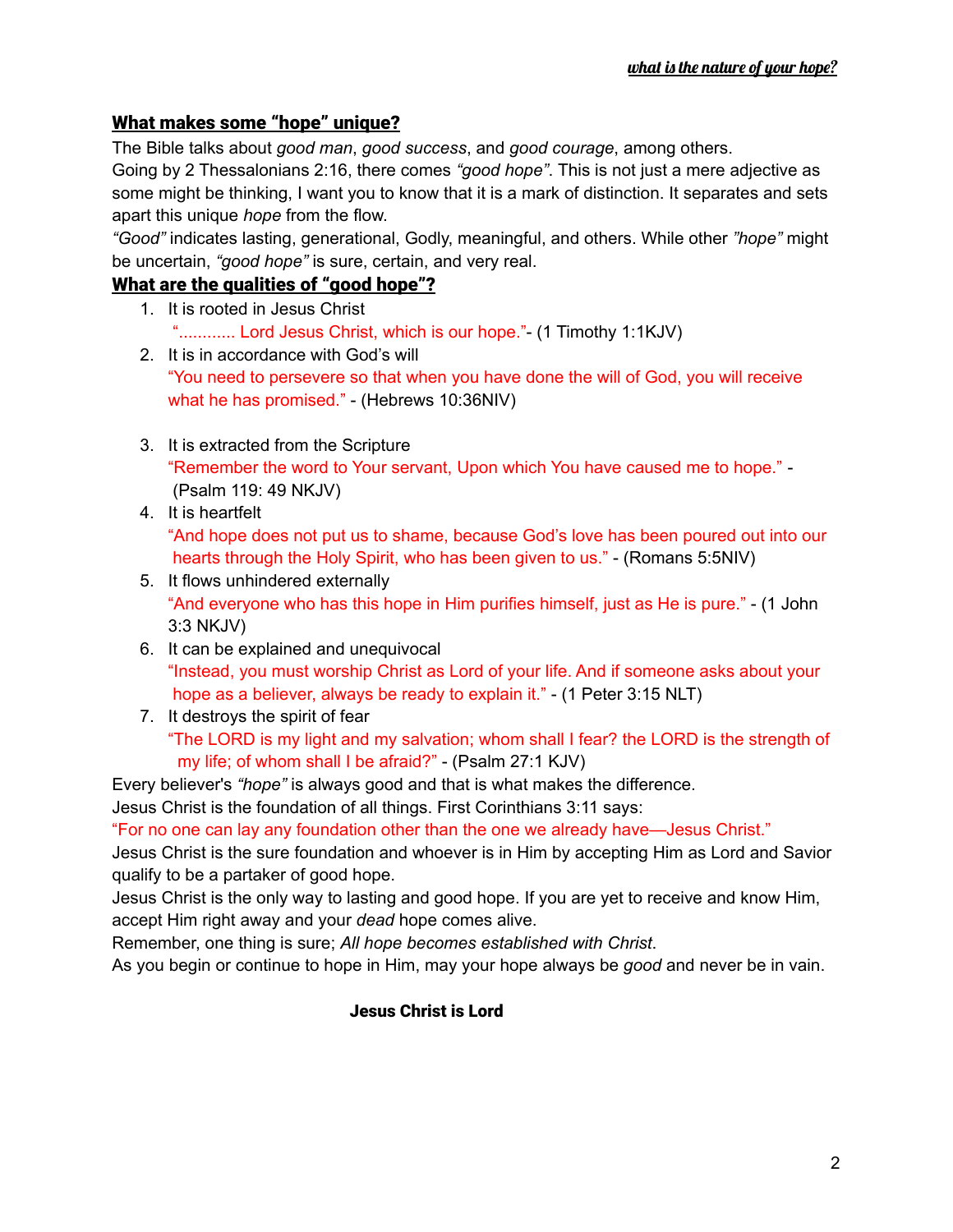## **What makes some "hope" unique?**

The Bible talks about *good man*, *good success*, and *good courage*, among others.
Going by 2 Thessalonians 2:16, there comes *"good hope"*. This is not just a mere adjective as some might be thinking, I want you to know that it is a mark of distinction. It separates and sets apart this unique *hope* from the flow.
*"Good"* indicates lasting, generational, Godly, meaningful, and others. While other *"hope"* might be uncertain, *"good hope"* is sure, certain, and very real.

## **What are the qualities of "good hope"?**

1. It is rooted in Jesus Christ
   "............ Lord Jesus Christ, which is our hope."- (1 Timothy 1:1KJV)
2. It is in accordance with God's will
   "You need to persevere so that when you have done the will of God, you will receive what he has promised." - (Hebrews 10:36NIV)
3. It is extracted from the Scripture
   "Remember the word to Your servant, Upon which You have caused me to hope." - (Psalm 119: 49 NKJV)
4. It is heartfelt
   "And hope does not put us to shame, because God's love has been poured out into our hearts through the Holy Spirit, who has been given to us." - (Romans 5:5NIV)
5. It flows unhindered externally
   "And everyone who has this hope in Him purifies himself, just as He is pure." - (1 John 3:3 NKJV)
6. It can be explained and unequivocal
   "Instead, you must worship Christ as Lord of your life. And if someone asks about your hope as a believer, always be ready to explain it." - (1 Peter 3:15 NLT)
7. It destroys the spirit of fear
   "The LORD is my light and my salvation; whom shall I fear? the LORD is the strength of my life; of whom shall I be afraid?" - (Psalm 27:1 KJV)

Every believer's *"hope"* is always good and that is what makes the difference.
Jesus Christ is the foundation of all things. First Corinthians 3:11 says:
"For no one can lay any foundation other than the one we already have—Jesus Christ."
Jesus Christ is the sure foundation and whoever is in Him by accepting Him as Lord and Savior qualify to be a partaker of good hope.
Jesus Christ is the only way to lasting and good hope. If you are yet to receive and know Him, accept Him right away and your *dead* hope comes alive.
Remember, one thing is sure; *All hope becomes established with Christ*.
As you begin or continue to hope in Him, may your hope always be *good* and never be in vain.

**Jesus Christ is Lord**